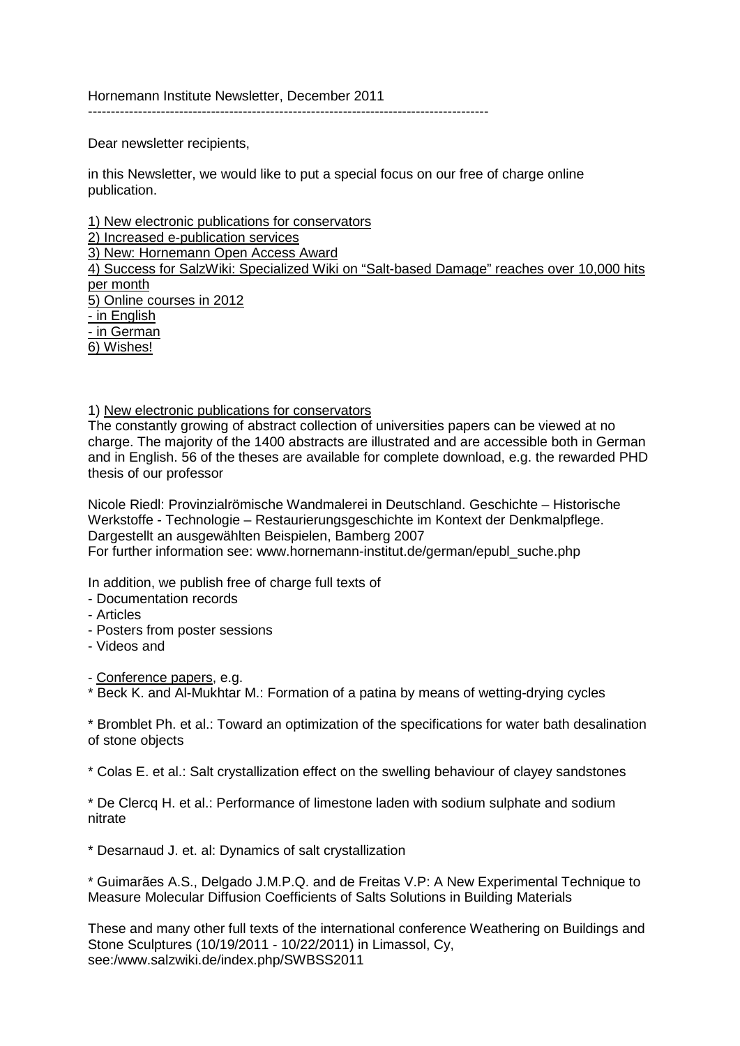Hornemann Institute Newsletter, December 2011

---------------------------------------------------------------------------------------

Dear newsletter recipients,

in this Newsletter, we would like to put a special focus on our free of charge online publication.

1) New electronic publications for conservators
2) Increased e-publication services
3) New: Hornemann Open Access Award
4) Success for SalzWiki: Specialized Wiki on "Salt-based Damage" reaches over 10,000 hits per month
5) Online courses in 2012
- in English
- in German
6) Wishes!

1) New electronic publications for conservators

The constantly growing of abstract collection of universities papers can be viewed at no charge. The majority of the 1400 abstracts are illustrated and are accessible both in German and in English. 56 of the theses are available for complete download, e.g. the rewarded PHD thesis of our professor

Nicole Riedl: Provinzialrömische Wandmalerei in Deutschland. Geschichte – Historische Werkstoffe - Technologie – Restaurierungsgeschichte im Kontext der Denkmalpflege. Dargestellt an ausgewählten Beispielen, Bamberg 2007
For further information see: www.hornemann-institut.de/german/epubl_suche.php

In addition, we publish free of charge full texts of
- Documentation records
- Articles
- Posters from poster sessions
- Videos and

- Conference papers, e.g.
* Beck K. and Al-Mukhtar M.: Formation of a patina by means of wetting-drying cycles

* Bromblet Ph. et al.: Toward an optimization of the specifications for water bath desalination of stone objects

* Colas E. et al.: Salt crystallization effect on the swelling behaviour of clayey sandstones

* De Clercq H. et al.: Performance of limestone laden with sodium sulphate and sodium nitrate

* Desarnaud J. et. al: Dynamics of salt crystallization

* Guimarães A.S., Delgado J.M.P.Q. and de Freitas V.P: A New Experimental Technique to Measure Molecular Diffusion Coefficients of Salts Solutions in Building Materials

These and many other full texts of the international conference Weathering on Buildings and Stone Sculptures (10/19/2011 - 10/22/2011) in Limassol, Cy,
see:/www.salzwiki.de/index.php/SWBSS2011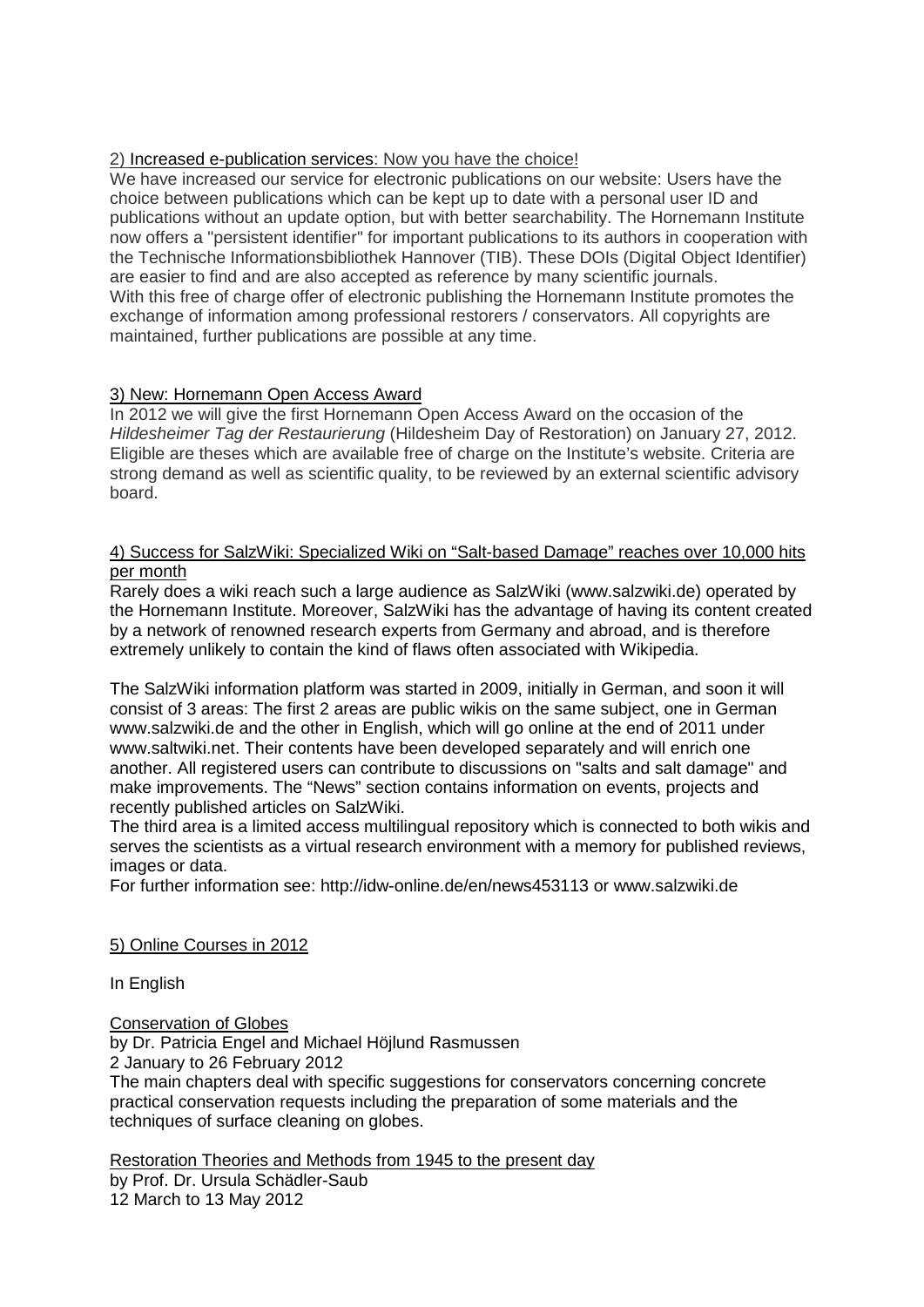## 2) Increased e-publication services: Now you have the choice!

We have increased our service for electronic publications on our website: Users have the choice between publications which can be kept up to date with a personal user ID and publications without an update option, but with better searchability. The Hornemann Institute now offers a "persistent identifier" for important publications to its authors in cooperation with the Technische Informationsbibliothek Hannover (TIB). These DOIs (Digital Object Identifier) are easier to find and are also accepted as reference by many scientific journals.
With this free of charge offer of electronic publishing the Hornemann Institute promotes the exchange of information among professional restorers / conservators. All copyrights are maintained, further publications are possible at any time.

## 3) New: Hornemann Open Access Award

In 2012 we will give the first Hornemann Open Access Award on the occasion of the *Hildesheimer Tag der Restaurierung* (Hildesheim Day of Restoration) on January 27, 2012. Eligible are theses which are available free of charge on the Institute's website. Criteria are strong demand as well as scientific quality, to be reviewed by an external scientific advisory board.

## 4) Success for SalzWiki: Specialized Wiki on "Salt-based Damage" reaches over 10,000 hits per month

Rarely does a wiki reach such a large audience as SalzWiki (www.salzwiki.de) operated by the Hornemann Institute. Moreover, SalzWiki has the advantage of having its content created by a network of renowned research experts from Germany and abroad, and is therefore extremely unlikely to contain the kind of flaws often associated with Wikipedia.

The SalzWiki information platform was started in 2009, initially in German, and soon it will consist of 3 areas: The first 2 areas are public wikis on the same subject, one in German www.salzwiki.de and the other in English, which will go online at the end of 2011 under www.saltwiki.net. Their contents have been developed separately and will enrich one another. All registered users can contribute to discussions on "salts and salt damage" and make improvements. The "News" section contains information on events, projects and recently published articles on SalzWiki.
The third area is a limited access multilingual repository which is connected to both wikis and serves the scientists as a virtual research environment with a memory for published reviews, images or data.
For further information see: http://idw-online.de/en/news453113 or www.salzwiki.de

## 5) Online Courses in 2012

In English

### Conservation of Globes

by Dr. Patricia Engel and Michael Höjlund Rasmussen
2 January to 26 February 2012
The main chapters deal with specific suggestions for conservators concerning concrete practical conservation requests including the preparation of some materials and the techniques of surface cleaning on globes.

### Restoration Theories and Methods from 1945 to the present day

by Prof. Dr. Ursula Schädler-Saub
12 March to 13 May 2012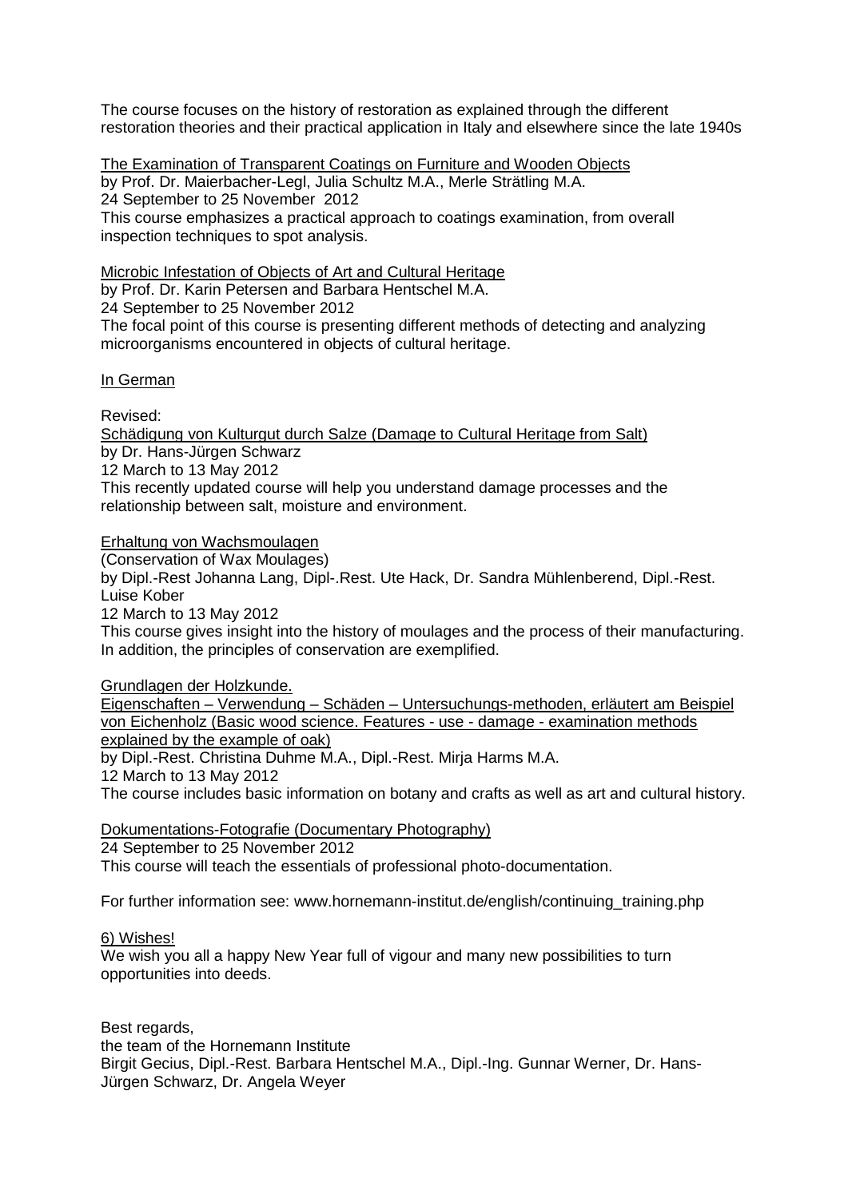The course focuses on the history of restoration as explained through the different restoration theories and their practical application in Italy and elsewhere since the late 1940s

The Examination of Transparent Coatings on Furniture and Wooden Objects
by Prof. Dr. Maierbacher-Legl, Julia Schultz M.A., Merle Strätling M.A.
24 September to 25 November 2012
This course emphasizes a practical approach to coatings examination, from overall inspection techniques to spot analysis.

Microbic Infestation of Objects of Art and Cultural Heritage
by Prof. Dr. Karin Petersen and Barbara Hentschel M.A.
24 September to 25 November 2012
The focal point of this course is presenting different methods of detecting and analyzing microorganisms encountered in objects of cultural heritage.

In German

Revised:
Schädigung von Kulturgut durch Salze (Damage to Cultural Heritage from Salt)
by Dr. Hans-Jürgen Schwarz
12 March to 13 May 2012
This recently updated course will help you understand damage processes and the relationship between salt, moisture and environment.

Erhaltung von Wachsmoulagen
(Conservation of Wax Moulages)
by Dipl.-Rest Johanna Lang, Dipl-.Rest. Ute Hack, Dr. Sandra Mühlenberend, Dipl.-Rest. Luise Kober
12 March to 13 May 2012
This course gives insight into the history of moulages and the process of their manufacturing. In addition, the principles of conservation are exemplified.

Grundlagen der Holzkunde.
Eigenschaften – Verwendung – Schäden – Untersuchungs-methoden, erläutert am Beispiel von Eichenholz (Basic wood science. Features - use - damage - examination methods explained by the example of oak)
by Dipl.-Rest. Christina Duhme M.A., Dipl.-Rest. Mirja Harms M.A.
12 March to 13 May 2012
The course includes basic information on botany and crafts as well as art and cultural history.

Dokumentations-Fotografie (Documentary Photography)
24 September to 25 November 2012
This course will teach the essentials of professional photo-documentation.

For further information see: www.hornemann-institut.de/english/continuing_training.php

6) Wishes!
We wish you all a happy New Year full of vigour and many new possibilities to turn opportunities into deeds.

Best regards,
the team of the Hornemann Institute
Birgit Gecius, Dipl.-Rest. Barbara Hentschel M.A., Dipl.-Ing. Gunnar Werner, Dr. Hans-Jürgen Schwarz, Dr. Angela Weyer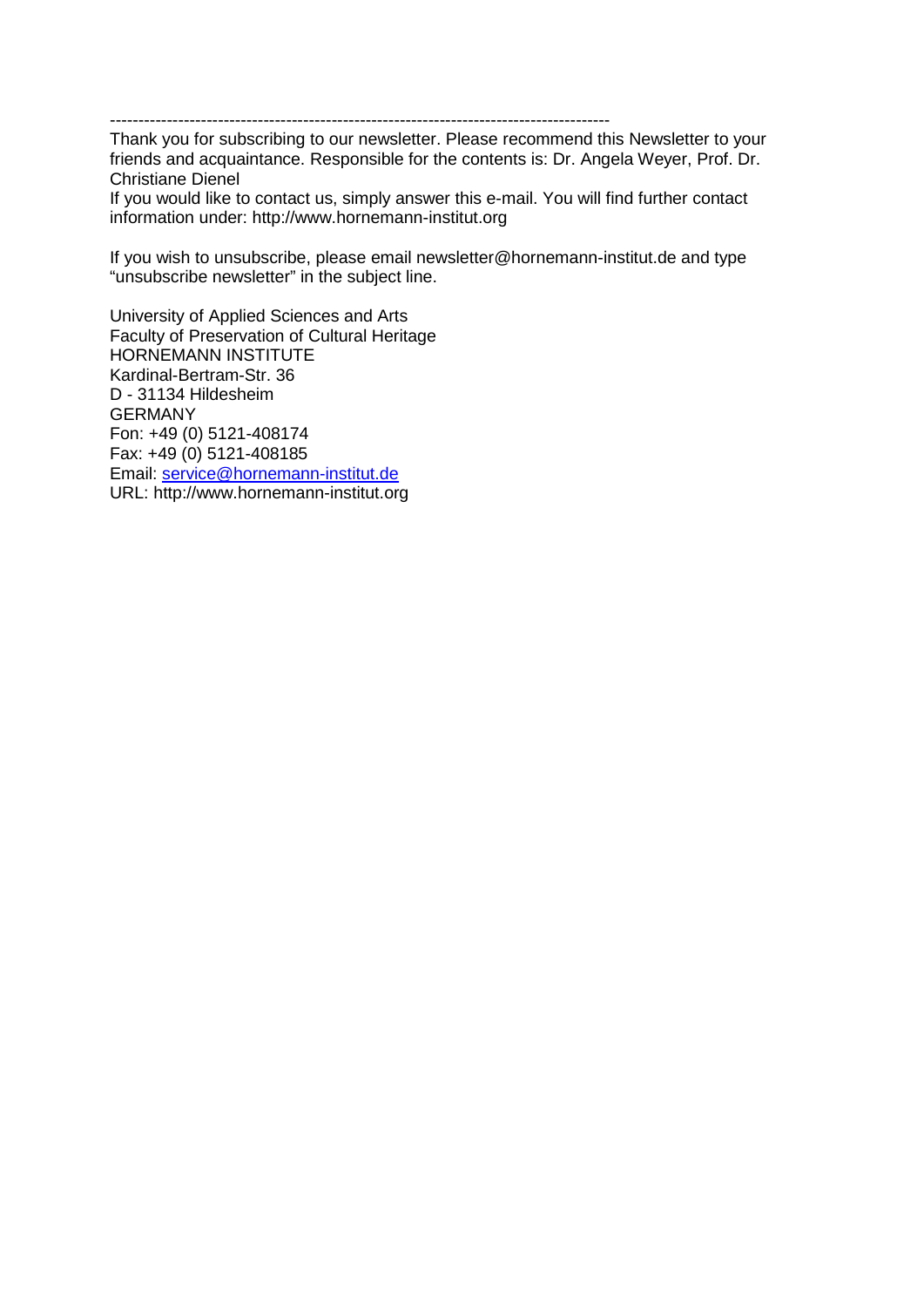-----------------------------------------------------------------------------------------

Thank you for subscribing to our newsletter. Please recommend this Newsletter to your friends and acquaintance. Responsible for the contents is: Dr. Angela Weyer, Prof. Dr. Christiane Dienel

If you would like to contact us, simply answer this e-mail. You will find further contact information under: http://www.hornemann-institut.org

If you wish to unsubscribe, please email newsletter@hornemann-institut.de and type "unsubscribe newsletter" in the subject line.

University of Applied Sciences and Arts
Faculty of Preservation of Cultural Heritage
HORNEMANN INSTITUTE
Kardinal-Bertram-Str. 36
D - 31134 Hildesheim
GERMANY
Fon: +49 (0) 5121-408174
Fax: +49 (0) 5121-408185
Email: service@hornemann-institut.de
URL: http://www.hornemann-institut.org